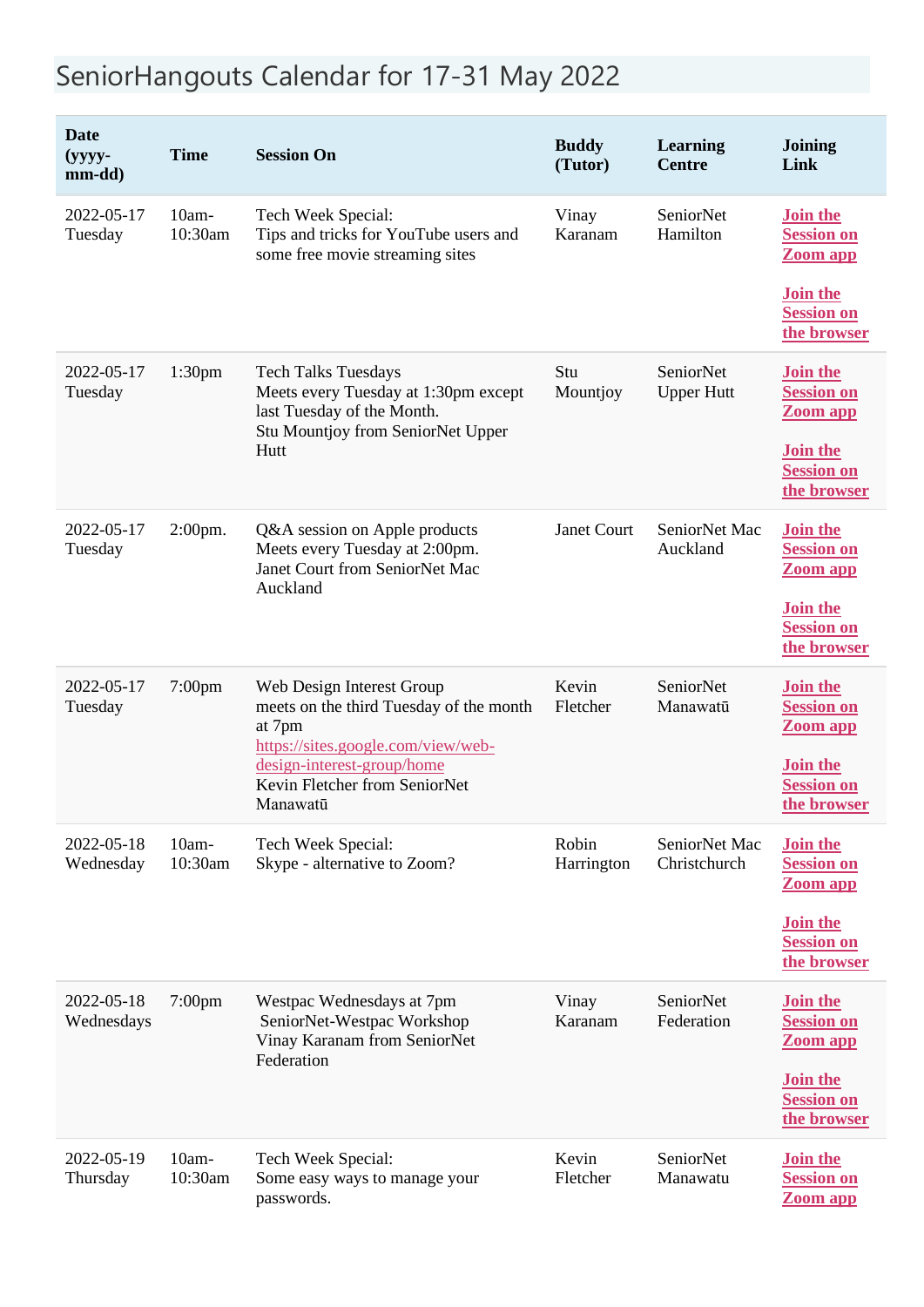# SeniorHangouts Calendar for 17-31 May 2022

| Date (yyyy-mm-dd) | Time | Session On | Buddy (Tutor) | Learning Centre | Joining Link |
|---|---|---|---|---|---|
| 2022-05-17 Tuesday | 10am-10:30am | Tech Week Special:<br>Tips and tricks for YouTube users and some free movie streaming sites | Vinay Karanam | SeniorNet Hamilton | Join the Session on Zoom app<br><br>Join the Session on the browser |
| 2022-05-17 Tuesday | 1:30pm | Tech Talks Tuesdays<br>Meets every Tuesday at 1:30pm except last Tuesday of the Month.<br>Stu Mountjoy from SeniorNet Upper Hutt | Stu Mountjoy | SeniorNet Upper Hutt | Join the Session on Zoom app<br><br>Join the Session on the browser |
| 2022-05-17 Tuesday | 2:00pm. | Q&A session on Apple products<br>Meets every Tuesday at 2:00pm.<br>Janet Court from SeniorNet Mac Auckland | Janet Court | SeniorNet Mac Auckland | Join the Session on Zoom app<br><br>Join the Session on the browser |
| 2022-05-17 Tuesday | 7:00pm | Web Design Interest Group<br>meets on the third Tuesday of the month at 7pm<br>https://sites.google.com/view/web-design-interest-group/home<br>Kevin Fletcher from SeniorNet Manawatū | Kevin Fletcher | SeniorNet Manawatū | Join the Session on Zoom app<br><br>Join the Session on the browser |
| 2022-05-18 Wednesday | 10am-10:30am | Tech Week Special:<br>Skype - alternative to Zoom? | Robin Harrington | SeniorNet Mac Christchurch | Join the Session on Zoom app<br><br>Join the Session on the browser |
| 2022-05-18 Wednesdays | 7:00pm | Westpac Wednesdays at 7pm<br>SeniorNet-Westpac Workshop<br>Vinay Karanam from SeniorNet Federation | Vinay Karanam | SeniorNet Federation | Join the Session on Zoom app<br><br>Join the Session on the browser |
| 2022-05-19 Thursday | 10am-10:30am | Tech Week Special:<br>Some easy ways to manage your passwords. | Kevin Fletcher | SeniorNet Manawatu | Join the Session on Zoom app |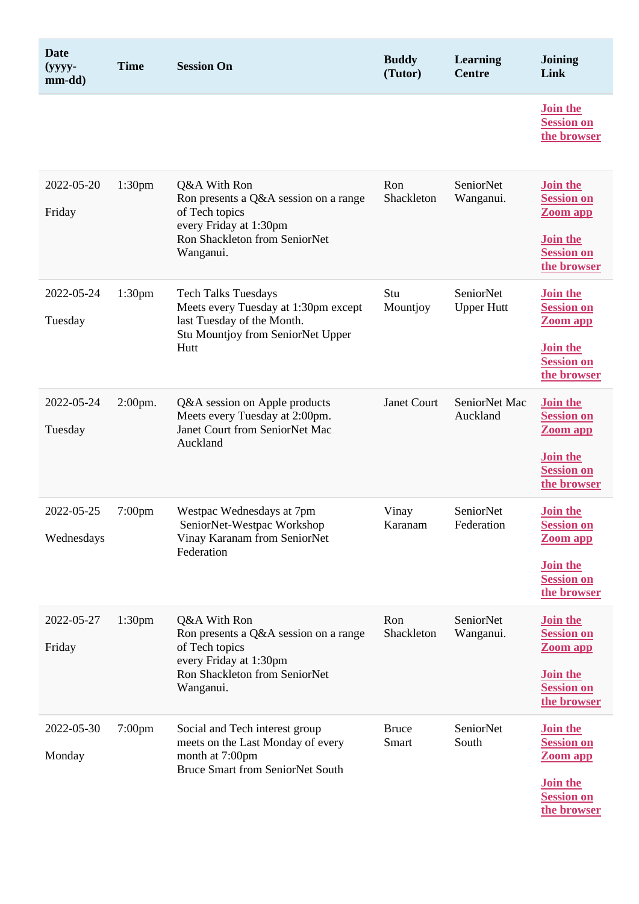| Date (yyyy-mm-dd) | Time | Session On | Buddy (Tutor) | Learning Centre | Joining Link |
|---|---|---|---|---|---|
| | | | | | **Join the Session on the browser** |
| 2022-05-20<br><br>Friday | 1:30pm | Q&A With Ron<br>Ron presents a Q&A session on a range of Tech topics<br>every Friday at 1:30pm<br>Ron Shackleton from SeniorNet Wanganui. | Ron Shackleton | SeniorNet Wanganui. | **Join the Session on Zoom app**<br><br>**Join the Session on the browser** |
| 2022-05-24<br><br>Tuesday | 1:30pm | Tech Talks Tuesdays<br>Meets every Tuesday at 1:30pm except last Tuesday of the Month.<br>Stu Mountjoy from SeniorNet Upper Hutt | Stu Mountjoy | SeniorNet Upper Hutt | **Join the Session on Zoom app**<br><br>**Join the Session on the browser** |
| 2022-05-24<br><br>Tuesday | 2:00pm. | Q&A session on Apple products<br>Meets every Tuesday at 2:00pm.<br>Janet Court from SeniorNet Mac Auckland | Janet Court | SeniorNet Mac Auckland | **Join the Session on Zoom app**<br><br>**Join the Session on the browser** |
| 2022-05-25<br><br>Wednesdays | 7:00pm | Westpac Wednesdays at 7pm<br>SeniorNet-Westpac Workshop<br>Vinay Karanam from SeniorNet Federation | Vinay Karanam | SeniorNet Federation | **Join the Session on Zoom app**<br><br>**Join the Session on the browser** |
| 2022-05-27<br><br>Friday | 1:30pm | Q&A With Ron<br>Ron presents a Q&A session on a range of Tech topics<br>every Friday at 1:30pm<br>Ron Shackleton from SeniorNet Wanganui. | Ron Shackleton | SeniorNet Wanganui. | **Join the Session on Zoom app**<br><br>**Join the Session on the browser** |
| 2022-05-30<br><br>Monday | 7:00pm | Social and Tech interest group<br>meets on the Last Monday of every month at 7:00pm<br>Bruce Smart from SeniorNet South | Bruce Smart | SeniorNet South | **Join the Session on Zoom app**<br><br>**Join the Session on the browser** |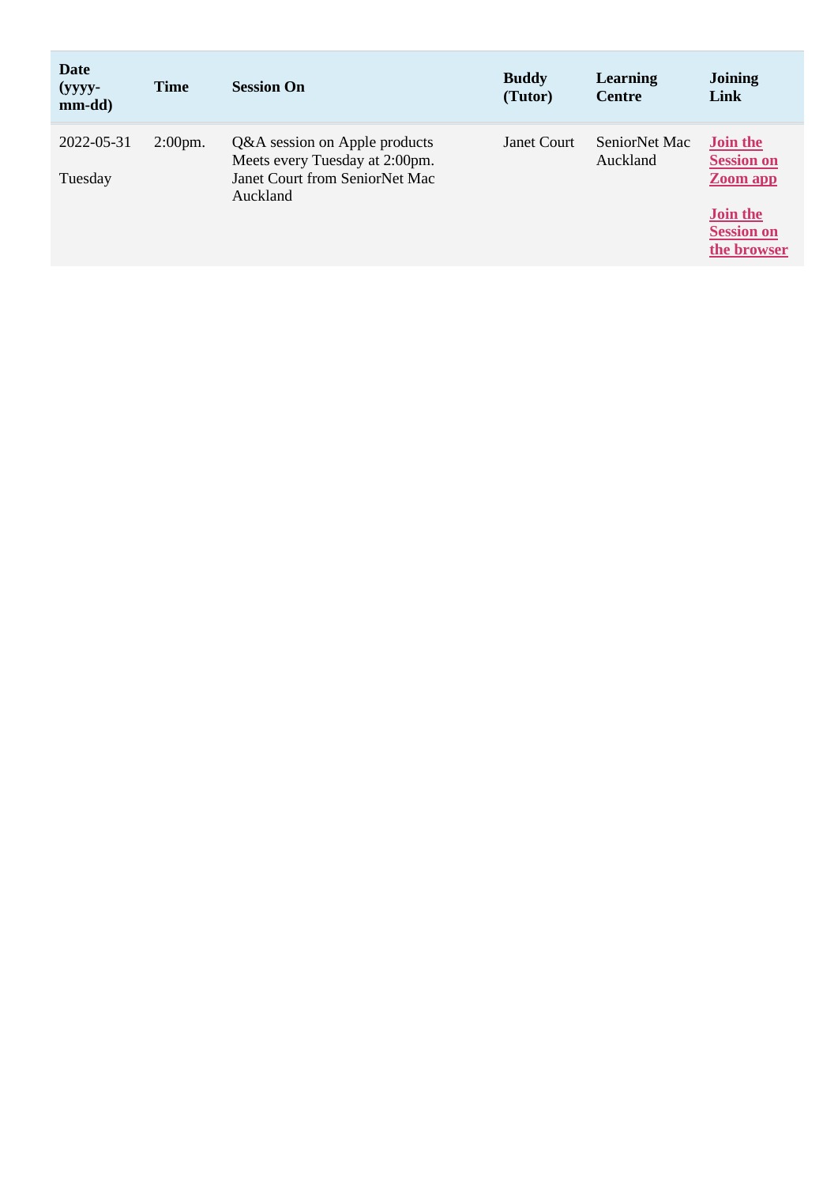| Date (yyyy-mm-dd) | Time | Session On | Buddy (Tutor) | Learning Centre | Joining Link |
|---|---|---|---|---|---|
| 2022-05-31<br>Tuesday | 2:00pm. | Q&A session on Apple products Meets every Tuesday at 2:00pm.<br>Janet Court from SeniorNet Mac Auckland | Janet Court | SeniorNet Mac Auckland | **Join the Session on Zoom app**<br>**Join the Session on the browser** |